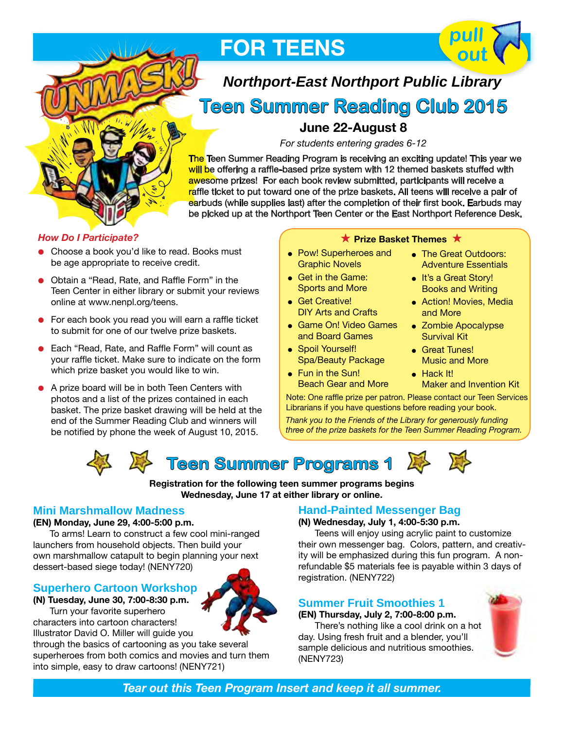# FOR TEENS

pull out

UNMASK!

## *Northport-East Northport Public Library*

# Teen Summer Reading Club 2015

**June 22-August 8**

*For students entering grades 6-12*

The Teen Summer Reading Program is receiving an exciting update! This year we will be offering a raffle-based prize system with 12 themed baskets stuffed with awesome prizes! For each book review submitted, participants will receive a raffle ticket to put toward one of the prize baskets. All teens will receive a pair of earbuds (while supplies last) after the completion of their first book. Earbuds may be picked up at the Northport Teen Center or the East Northport Reference Desk.

### *How Do I Participate?*

- Choose a book you'd like to read. Books must be age appropriate to receive credit.
- Obtain a "Read, Rate, and Raffle Form" in the Teen Center in either library or submit your reviews online at www.nenpl.org/teens.
- For each book you read you will earn a raffle ticket to submit for one of our twelve prize baskets.
- Each "Read, Rate, and Raffle Form" will count as your raffle ticket. Make sure to indicate on the form which prize basket you would like to win.
- A prize board will be in both Teen Centers with photos and a list of the prizes contained in each basket. The prize basket drawing will be held at the end of the Summer Reading Club and winners will be notified by phone the week of August 10, 2015.

### ★ Prize Basket Themes ★

- Pow! Superheroes and Graphic Novels
- Get in the Game: Sports and More
- Get Creative! DIY Arts and Crafts
- Game On! Video Games and Board Games
- Spoil Yourself! Spa/Beauty Package
- Fun in the Sun! Beach Gear and More
- The Great Outdoors: Adventure Essentials
- It's a Great Story! Books and Writing
- Action! Movies, Media and More
- Zombie Apocalypse Survival Kit
- Great Tunes! Music and More
- Hack It! Maker and Invention Kit

Note: One raffle prize per patron. Please contact our Teen Services Librarians if you have questions before reading your book.

*Thank you to the Friends of the Library for generously funding three of the prize baskets for the Teen Summer Reading Program.*

# Teen Summer Programs 1

**Registration for the following teen summer programs begins Wednesday, June 17 at either library or online.**

### Mini Marshmallow Madness

**(EN) Monday, June 29, 4:00-5:00 p.m.**

To arms! Learn to construct a few cool mini-ranged launchers from household objects. Then build your own marshmallow catapult to begin planning your next dessert-based siege today! (NENY720)

### Superhero Cartoon Workshop

**(N) Tuesday, June 30, 7:00-8:30 p.m.**

Turn your favorite superhero characters into cartoon characters! Illustrator David O. Miller will guide you through the basics of cartooning as you take several superheroes from both comics and movies and turn them into simple, easy to draw cartoons! (NENY721)

### Hand-Painted Messenger Bag

**(N) Wednesday, July 1, 4:00-5:30 p.m.**

Teens will enjoy using acrylic paint to customize their own messenger bag. Colors, pattern, and creativity will be emphasized during this fun program. A non-refundable $5 materials fee is payable within 3 days of registration. (NENY722)

### Summer Fruit Smoothies 1

**(EN) Thursday, July 2, 7:00-8:00 p.m.**

There's nothing like a cool drink on a hot day. Using fresh fruit and a blender, you'll sample delicious and nutritious smoothies. (NENY723)

*Tear out this Teen Program Insert and keep it all summer.*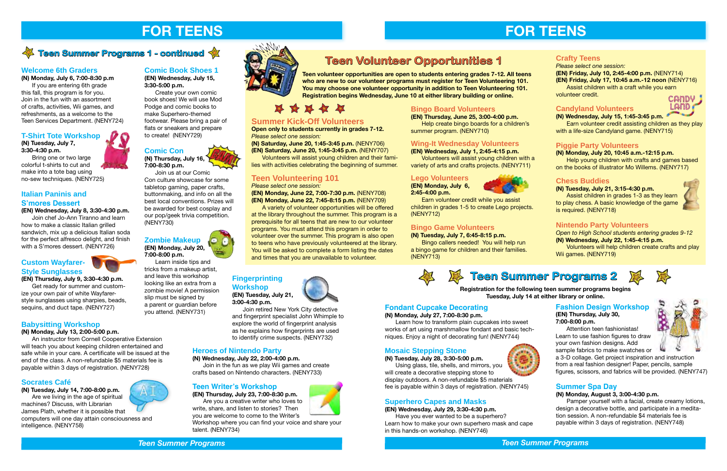# FOR TEENS

## Teen Summer Programs 1 - continued

### Welcome 6th Graders
**(N) Monday, July 6, 7:00-8:30 p.m**

If you are entering 6th grade this fall, this program is for you. Join in the fun with an assortment of crafts, activities, Wii games, and refreshments, as a welcome to the Teen Services Department. (NENY724)

### T-Shirt Tote Workshop
**(N) Tuesday, July 7, 3:30-4:30 p.m.**

Bring one or two large colorful t-shirts to cut and make into a tote bag using no-sew techniques. (NENY725)

### Italian Paninis and S'mores Dessert
**(EN) Wednesday, July 8, 3:30-4:30 p.m.**

Join chef Jo-Ann Tiranno and learn how to make a classic Italian grilled sandwich, mix up a delicious Italian soda for the perfect alfresco delight, and finish with a S'mores dessert. (NENY726)

### Custom Wayfarer-Style Sunglasses
**(EN) Thursday, July 9, 3:30-4:30 p.m.**

Get ready for summer and customize your own pair of white Wayfarer-style sunglasses using sharpies, beads, sequins, and duct tape. (NENY727)

### Babysitting Workshop
**(N) Monday, July 13, 2:00-5:00 p.m.**

An instructor from Cornell Cooperative Extension will teach you about keeping children entertained and safe while in your care. A certificate will be issued at the end of the class. A non-refundable $5 materials fee is payable within 3 days of registration. (NENY728)

### Socrates Café
**(N) Tuesday, July 14, 7:00-8:00 p.m.**

Are we living in the age of spiritual machines? Discuss, with Librarian James Plath, whether it is possible that computers will one day attain consciousness and intelligence. (NENY758)

### Comic Book Shoes 1
**(EN) Wednesday, July 15, 3:30-5:00 p.m.**

Create your own comic book shoes! We will use Mod Podge and comic books to make Superhero-themed footwear. Please bring a pair of flats or sneakers and prepare to create! (NENY729)

### Comic Con
**(N) Thursday, July 16, 7:00-8:30 p.m.**

Join us at our Comic Con culture showcase for some tabletop gaming, paper crafts, buttonmaking, and info on all the best local conventions. Prizes will be awarded for best cosplay and our pop/geek trivia competition. (NENY730)

### Zombie Makeup
**(EN) Monday, July 20, 7:00-8:00 p.m.**

Learn inside tips and tricks from a makeup artist, and leave this workshop looking like an extra from a zombie movie! A permission slip must be signed by a parent or guardian before you attend. (NENY731)

### Fingerprinting Workshop
**(EN) Tuesday, July 21, 3:00-4:30 p.m.**

Join retired New York City detective and fingerprint specialist John Whimple to explore the world of fingerprint analysis as he explains how fingerprints are used to identify crime suspects. (NENY732)

### Heroes of Nintendo Party
**(N) Wednesday, July 22, 2:00-4:00 p.m.**

Join in the fun as we play Wii games and create crafts based on Nintendo characters. (NENY733)

### Teen Writer's Workshop
**(EN) Thursday, July 23, 7:00-8:30 p.m.**

Are you a creative writer who loves to write, share, and listen to stories? Then you are welcome to come to the Writer's Workshop where you can find your voice and share your talent. (NENY734)

# FOR TEENS

## Teen Volunteer Opportunities 1

**Teen volunteer opportunities are open to students entering grades 7-12. All teens who are new to our volunteer programs must register for Teen Volunteering 101. You may choose one volunteer opportunity in addition to Teen Volunteering 101. Registration begins Wednesday, June 10 at either library building or online.**

### Summer Kick-Off Volunteers
**Open only to students currently in grades 7-12.**
*Please select one session:*
**(N) Saturday, June 20, 1:45-3:45 p.m.** (NENY706)
**(EN) Saturday, June 20, 1:45-3:45 p.m.** (NENY707)

Volunteers will assist young children and their families with activities celebrating the beginning of summer.

### Teen Volunteering 101
*Please select one session:*
**(EN) Monday, June 22, 7:00-7:30 p.m.** (NENY708)
**(EN) Monday, June 22, 7:45-8:15 p.m.** (NENY709)

A variety of volunteer opportunities will be offered at the library throughout the summer. This program is a prerequisite for all teens that are new to our volunteer programs. You must attend this program in order to volunteer over the summer. This program is also open to teens who have previously volunteered at the library. You will be asked to complete a form listing the dates and times that you are unavailable to volunteer.

### Bingo Board Volunteers
**(EN) Thursday, June 25, 3:00-4:00 p.m.**

Help create bingo boards for a children's summer program. (NENY710)

### Wing-It Wednesday Volunteers
**(EN) Wednesday, July 1, 2:45-4:15 p.m.**

Volunteers will assist young children with a variety of arts and crafts projects. (NENY711)

### Lego Volunteers
**(EN) Monday, July 6, 2:45-4:00 p.m.**

Earn volunteer credit while you assist children in grades 1-5 to create Lego projects. (NENY712)

### Bingo Game Volunteers
**(N) Tuesday, July 7, 6:45-8:15 p.m.**

Bingo callers needed! You will help run a bingo game for children and their families. (NENY713)

### Crafty Teens
*Please select one session:*
**(EN) Friday, July 10, 2:45-4:00 p.m.** (NENY714)
**(EN) Friday, July 17, 10:45 a.m.-12 noon** (NENY716)

Assist children with a craft while you earn volunteer credit.

### Candyland Volunteers
**(N) Wednesday, July 15, 1:45-3:45 p.m.**

Earn volunteer credit assisting children as they play with a life-size Candyland game. (NENY715)

### Piggie Party Volunteers
**(N) Monday, July 20, 10:45 a.m.-12:15 p.m.**

Help young children with crafts and games based on the books of illustrator Mo Willems. (NENY717)

### Chess Buddies
**(N) Tuesday, July 21, 3:15-4:30 p.m.**

Assist children in grades 1-3 as they learn to play chess. A basic knowledge of the game is required. (NENY718)

### Nintendo Party Volunteers
*Open to High School students entering grades 9-12*
**(N) Wednesday, July 22, 1:45-4:15 p.m.**

Volunteers will help children create crafts and play Wii games. (NENY719)

## Teen Summer Programs 2

**Registration for the following teen summer programs begins Tuesday, July 14 at either library or online.**

### Fondant Cupcake Decorating
**(N) Monday, July 27, 7:00-8:30 p.m.**

Learn how to transform plain cupcakes into sweet works of art using marshmallow fondant and basic techniques. Enjoy a night of decorating fun! (NENY744)

### Mosaic Stepping Stone
**(N) Tuesday, July 28, 3:30-5:00 p.m.**

Using glass, tile, shells, and mirrors, you will create a decorative stepping stone to display outdoors. A non-refundable $5 materials fee is payable within 3 days of registration. (NENY745)

### Superhero Capes and Masks
**(EN) Wednesday, July 29, 3:30-4:30 p.m.**

Have you ever wanted to be a superhero? Learn how to make your own superhero mask and cape in this hands-on workshop. (NENY746)

### Fashion Design Workshop
**(EN) Thursday, July 30, 7:00-8:00 p.m.**

Attention teen fashionistas! Learn to use fashion figures to draw your own fashion designs. Add sample fabrics to make swatches or a 3-D collage. Get project inspiration and instruction from a real fashion designer! Paper, pencils, sample figures, scissors, and fabrics will be provided. (NENY747)

### Summer Spa Day
**(N) Monday, August 3, 3:00-4:30 p.m.**

Pamper yourself with a facial, create creamy lotions, design a decorative bottle, and participate in a meditation session. A non-refundable $4 materials fee is payable within 3 days of registration. (NENY748)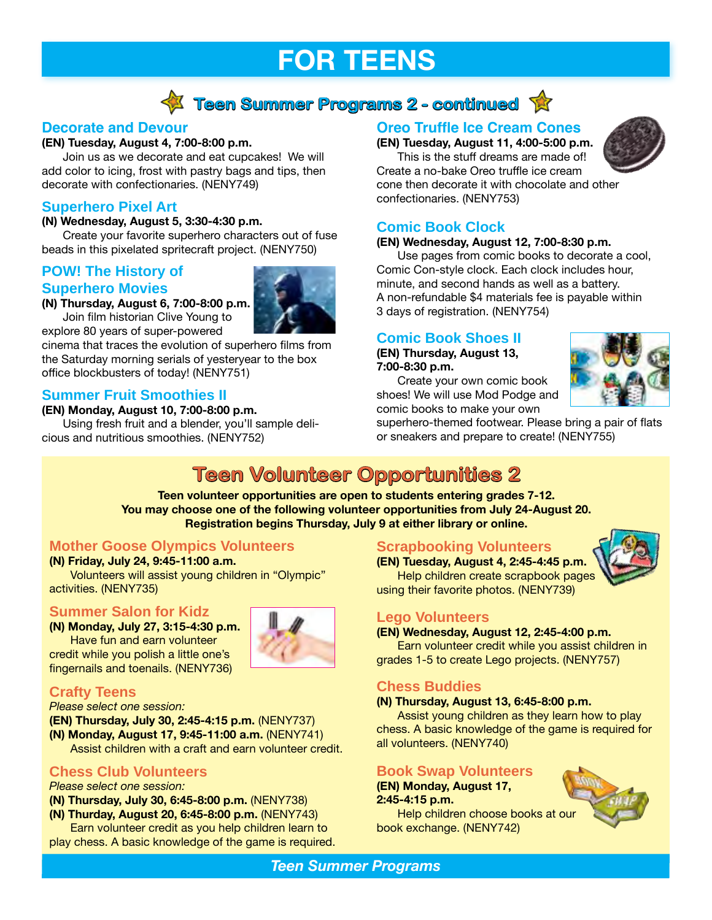# FOR TEENS

## Teen Summer Programs 2 - continued

### Decorate and Devour

**(EN) Tuesday, August 4, 7:00-8:00 p.m.**

Join us as we decorate and eat cupcakes! We will add color to icing, frost with pastry bags and tips, then decorate with confectionaries. (NENY749)

### Superhero Pixel Art

**(N) Wednesday, August 5, 3:30-4:30 p.m.**

Create your favorite superhero characters out of fuse beads in this pixelated spritecraft project. (NENY750)

### POW! The History of Superhero Movies

**(N) Thursday, August 6, 7:00-8:00 p.m.**

Join film historian Clive Young to explore 80 years of super-powered cinema that traces the evolution of superhero films from the Saturday morning serials of yesteryear to the box office blockbusters of today! (NENY751)

### Summer Fruit Smoothies II

**(EN) Monday, August 10, 7:00-8:00 p.m.**

Using fresh fruit and a blender, you'll sample delicious and nutritious smoothies. (NENY752)

### Oreo Truffle Ice Cream Cones

**(EN) Tuesday, August 11, 4:00-5:00 p.m.**

This is the stuff dreams are made of! Create a no-bake Oreo truffle ice cream cone then decorate it with chocolate and other confectionaries. (NENY753)

### Comic Book Clock

**(EN) Wednesday, August 12, 7:00-8:30 p.m.**

Use pages from comic books to decorate a cool, Comic Con-style clock. Each clock includes hour, minute, and second hands as well as a battery. A non-refundable $4 materials fee is payable within 3 days of registration. (NENY754)

### Comic Book Shoes II

**(EN) Thursday, August 13, 7:00-8:30 p.m.**

Create your own comic book shoes! We will use Mod Podge and comic books to make your own superhero-themed footwear. Please bring a pair of flats or sneakers and prepare to create! (NENY755)

## Teen Volunteer Opportunities 2

**Teen volunteer opportunities are open to students entering grades 7-12.**
**You may choose one of the following volunteer opportunities from July 24-August 20.**
**Registration begins Thursday, July 9 at either library or online.**

### Mother Goose Olympics Volunteers

**(N) Friday, July 24, 9:45-11:00 a.m.**

Volunteers will assist young children in "Olympic" activities. (NENY735)

### Summer Salon for Kidz

**(N) Monday, July 27, 3:15-4:30 p.m.**

Have fun and earn volunteer credit while you polish a little one's fingernails and toenails. (NENY736)

### Crafty Teens

*Please select one session:*

**(EN) Thursday, July 30, 2:45-4:15 p.m.** (NENY737)
**(N) Monday, August 17, 9:45-11:00 a.m.** (NENY741)

Assist children with a craft and earn volunteer credit.

### Chess Club Volunteers

*Please select one session:*

**(N) Thursday, July 30, 6:45-8:00 p.m.** (NENY738)
**(N) Thurday, August 20, 6:45-8:00 p.m.** (NENY743)

Earn volunteer credit as you help children learn to play chess. A basic knowledge of the game is required.

### Scrapbooking Volunteers

**(EN) Tuesday, August 4, 2:45-4:45 p.m.**

Help children create scrapbook pages using their favorite photos. (NENY739)

### Lego Volunteers

**(EN) Wednesday, August 12, 2:45-4:00 p.m.**

Earn volunteer credit while you assist children in grades 1-5 to create Lego projects. (NENY757)

### Chess Buddies

**(N) Thursday, August 13, 6:45-8:00 p.m.**

Assist young children as they learn how to play chess. A basic knowledge of the game is required for all volunteers. (NENY740)

### Book Swap Volunteers

**(EN) Monday, August 17, 2:45-4:15 p.m.**

Help children choose books at our book exchange. (NENY742)

*Teen Summer Programs*